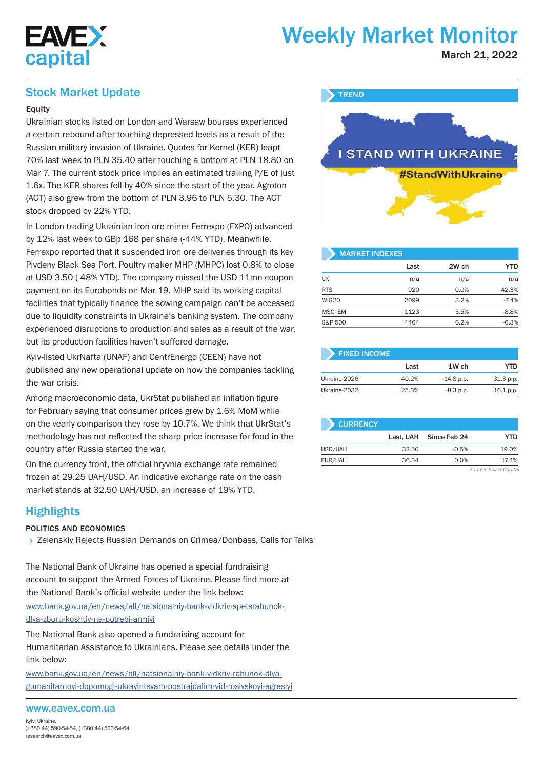# Weekly Market Monitor

March 21, 2022

## Stock Market Update

### Equity

Ukrainian stocks listed on London and Warsaw bourses experienced a certain rebound after touching depressed levels as a result of the Russian military invasion of Ukraine. Quotes for Kernel (KER) leapt 70% last week to PLN 35.40 after touching a bottom at PLN 18.80 on Mar 7. The current stock price implies an estimated trailing P/E of just 1.6x. The KER shares fell by 40% since the start of the year. Agroton (AGT) also grew from the bottom of PLN 3.96 to PLN 5.30. The AGT stock dropped by 22% YTD.

In London trading Ukrainian iron ore miner Ferrexpo (FXPO) advanced by 12% last week to GBp 168 per share (-44% YTD). Meanwhile, Ferrexpo reported that it suspended iron ore deliveries through its key Pivdeny Black Sea Port. Poultry maker MHP (MHPC) lost 0.8% to close at USD 3.50 (-48% YTD). The company missed the USD 11mn coupon payment on its Eurobonds on Mar 19. MHP said its working capital facilities that typically finance the sowing campaign can't be accessed due to liquidity constraints in Ukraine's banking system. The company experienced disruptions to production and sales as a result of the war, but its production facilities haven't suffered damage.

Kyiv-listed UkrNafta (UNAF) and CentrEnergo (CEEN) have not published any new operational update on how the companies tackling the war crisis.

Among macroeconomic data, UkrStat published an inflation figure for February saying that consumer prices grew by 1.6% MoM while on the yearly comparison they rose by 10.7%. We think that UkrStat's methodology has not reflected the sharp price increase for food in the country after Russia started the war.

On the currency front, the official hryvnia exchange rate remained frozen at 29.25 UAH/USD. An indicative exchange rate on the cash market stands at 32.50 UAH/USD, an increase of 19% YTD.

## Highlights

### POLITICS AND ECONOMICS

- Zelenskiy Rejects Russian Demands on Crimea/Donbass, Calls for Talks

The National Bank of Ukraine has opened a special fundraising account to support the Armed Forces of Ukraine. Please find more at the National Bank's official website under the link below:

www.bank.gov.ua/en/news/all/natsionalniy-bank-vidkriv-spetsrahunok-dlya-zboru-koshtiv-na-potrebi-armiyi

The National Bank also opened a fundraising account for Humanitarian Assistance to Ukrainians. Please see details under the link below:

www.bank.gov.ua/en/news/all/natsionalniy-bank-vidkriv-rahunok-dlya-gumanitarnoyi-dopomogi-ukrayintsyam-postrajdalim-vid-rosiyskoyi-agresiyi

### TREND

I STAND WITH UKRAINE

#StandWithUkraine

### MARKET INDEXES

| | Last | 2W ch | YTD |
|---|---|---|---|
| UX | n/a | n/a | n/a |
| RTS | 920 | 0.0% | -42.3% |
| WIG20 | 2099 | 3.2% | -7.4% |
| MSCI EM | 1123 | 3.5% | -8.8% |
| S&P 500 | 4464 | 6.2% | -6.3% |

### FIXED INCOME

| | Last | 1W ch | YTD |
|---|---|---|---|
| Ukraine-2026 | 40.2% | -14.8 p.p. | 31.3 p.p. |
| Ukraine-2032 | 25.3% | -8.3 p.p. | 16.1 p.p. |

### CURRENCY

| | Last, UAH | Since Feb 24 | YTD |
|---|---|---|---|
| USD/UAH | 32.50 | -0.5% | 19.0% |
| EUR/UAH | 36.34 | 0.0% | 17.4% |

*Source: Eavex Capital*

www.eavex.com.ua

Kyiv. Ukraine.
(+380 44) 590-54-54, (+380 44) 590-54-64
research@eavex.com.ua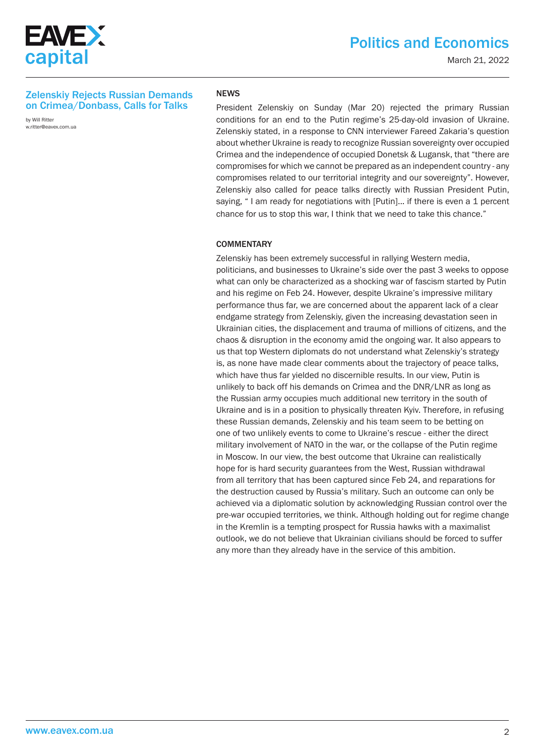## Zelenskiy Rejects Russian Demands on Crimea/Donbass, Calls for Talks

by Will Ritter
w.ritter@eavex.com.ua

### NEWS

President Zelenskiy on Sunday (Mar 20) rejected the primary Russian conditions for an end to the Putin regime's 25-day-old invasion of Ukraine. Zelenskiy stated, in a response to CNN interviewer Fareed Zakaria's question about whether Ukraine is ready to recognize Russian sovereignty over occupied Crimea and the independence of occupied Donetsk & Lugansk, that "there are compromises for which we cannot be prepared as an independent country - any compromises related to our territorial integrity and our sovereignty". However, Zelenskiy also called for peace talks directly with Russian President Putin, saying, " I am ready for negotiations with [Putin]... if there is even a 1 percent chance for us to stop this war, I think that we need to take this chance."

### COMMENTARY

Zelenskiy has been extremely successful in rallying Western media, politicians, and businesses to Ukraine's side over the past 3 weeks to oppose what can only be characterized as a shocking war of fascism started by Putin and his regime on Feb 24. However, despite Ukraine's impressive military performance thus far, we are concerned about the apparent lack of a clear endgame strategy from Zelenskiy, given the increasing devastation seen in Ukrainian cities, the displacement and trauma of millions of citizens, and the chaos & disruption in the economy amid the ongoing war. It also appears to us that top Western diplomats do not understand what Zelenskiy's strategy is, as none have made clear comments about the trajectory of peace talks, which have thus far yielded no discernible results. In our view, Putin is unlikely to back off his demands on Crimea and the DNR/LNR as long as the Russian army occupies much additional new territory in the south of Ukraine and is in a position to physically threaten Kyiv. Therefore, in refusing these Russian demands, Zelenskiy and his team seem to be betting on one of two unlikely events to come to Ukraine's rescue - either the direct military involvement of NATO in the war, or the collapse of the Putin regime in Moscow. In our view, the best outcome that Ukraine can realistically hope for is hard security guarantees from the West, Russian withdrawal from all territory that has been captured since Feb 24, and reparations for the destruction caused by Russia's military. Such an outcome can only be achieved via a diplomatic solution by acknowledging Russian control over the pre-war occupied territories, we think. Although holding out for regime change in the Kremlin is a tempting prospect for Russia hawks with a maximalist outlook, we do not believe that Ukrainian civilians should be forced to suffer any more than they already have in the service of this ambition.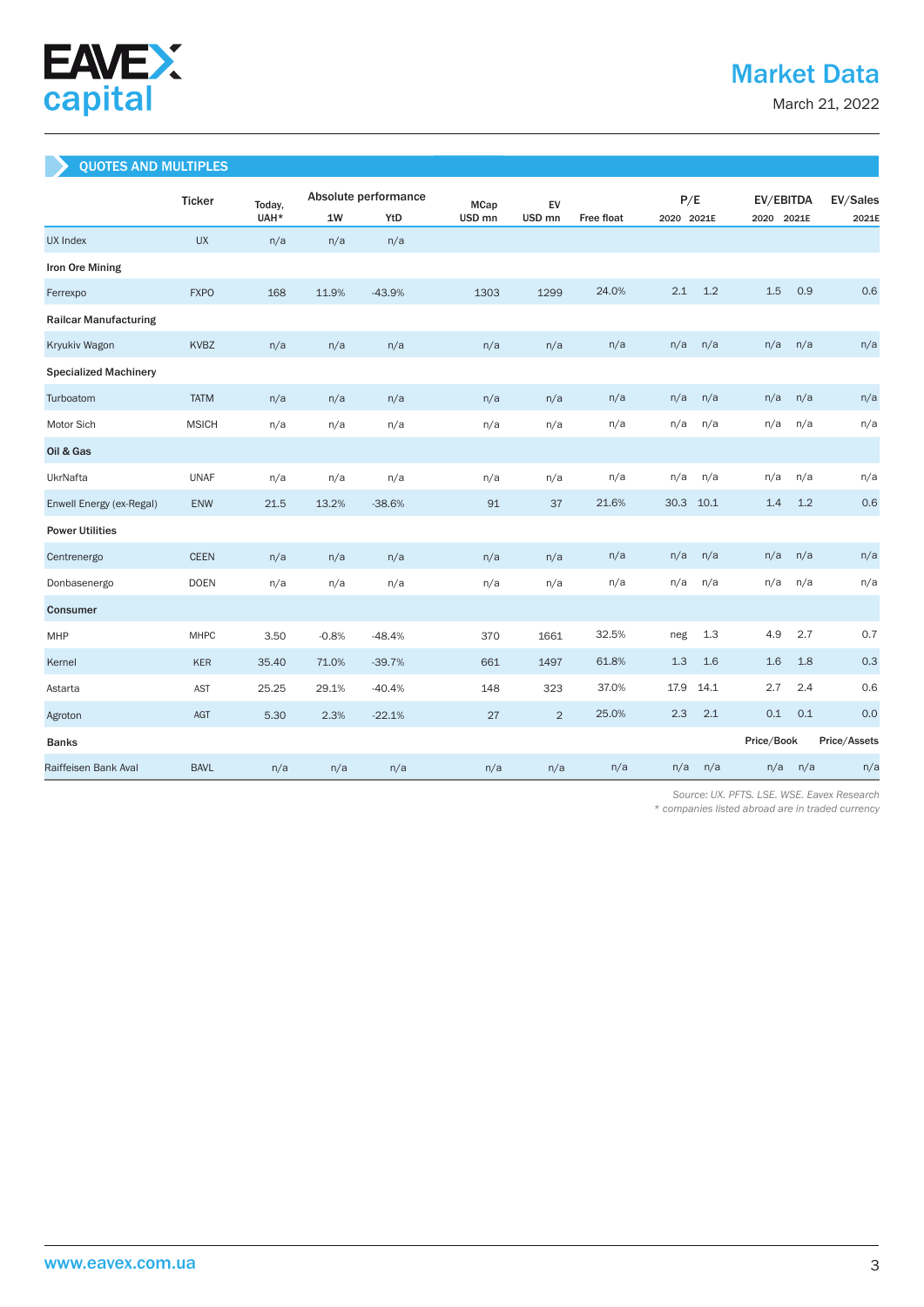# Market Data

March 21, 2022

## QUOTES AND MULTIPLES

| | Ticker | Today, UAH* | Absolute performance | | MCap USD mn | EV USD mn | Free float | P/E | | EV/EBITDA | | EV/Sales |
|---|---|---|---|---|---|---|---|---|---|---|---|---|
| | | | 1W | YtD | | | | 2020 | 2021E | 2020 | 2021E | 2021E |
| UX Index | UX | n/a | n/a | n/a | | | | | | | | |
| **Iron Ore Mining** | | | | | | | | | | | | |
| Ferrexpo | FXPO | 168 | 11.9% | -43.9% | 1303 | 1299 | 24.0% | 2.1 | 1.2 | 1.5 | 0.9 | 0.6 |
| **Railcar Manufacturing** | | | | | | | | | | | | |
| Kryukiv Wagon | KVBZ | n/a | n/a | n/a | n/a | n/a | n/a | n/a | n/a | n/a | n/a | n/a |
| **Specialized Machinery** | | | | | | | | | | | | |
| Turboatom | TATM | n/a | n/a | n/a | n/a | n/a | n/a | n/a | n/a | n/a | n/a | n/a |
| Motor Sich | MSICH | n/a | n/a | n/a | n/a | n/a | n/a | n/a | n/a | n/a | n/a | n/a |
| **Oil & Gas** | | | | | | | | | | | | |
| UkrNafta | UNAF | n/a | n/a | n/a | n/a | n/a | n/a | n/a | n/a | n/a | n/a | n/a |
| Enwell Energy (ex-Regal) | ENW | 21.5 | 13.2% | -38.6% | 91 | 37 | 21.6% | 30.3 | 10.1 | 1.4 | 1.2 | 0.6 |
| **Power Utilities** | | | | | | | | | | | | |
| Centrenergo | CEEN | n/a | n/a | n/a | n/a | n/a | n/a | n/a | n/a | n/a | n/a | n/a |
| Donbasenergo | DOEN | n/a | n/a | n/a | n/a | n/a | n/a | n/a | n/a | n/a | n/a | n/a |
| **Consumer** | | | | | | | | | | | | |
| MHP | MHPC | 3.50 | -0.8% | -48.4% | 370 | 1661 | 32.5% | neg | 1.3 | 4.9 | 2.7 | 0.7 |
| Kernel | KER | 35.40 | 71.0% | -39.7% | 661 | 1497 | 61.8% | 1.3 | 1.6 | 1.6 | 1.8 | 0.3 |
| Astarta | AST | 25.25 | 29.1% | -40.4% | 148 | 323 | 37.0% | 17.9 | 14.1 | 2.7 | 2.4 | 0.6 |
| Agroton | AGT | 5.30 | 2.3% | -22.1% | 27 | 2 | 25.0% | 2.3 | 2.1 | 0.1 | 0.1 | 0.0 |
| **Banks** | | | | | | | | | | Price/Book | | Price/Assets |
| Raiffeisen Bank Aval | BAVL | n/a | n/a | n/a | n/a | n/a | n/a | n/a | n/a | n/a | n/a | n/a |

*Source: UX. PFTS. LSE. WSE. Eavex Research*
*\* companies listed abroad are in traded currency*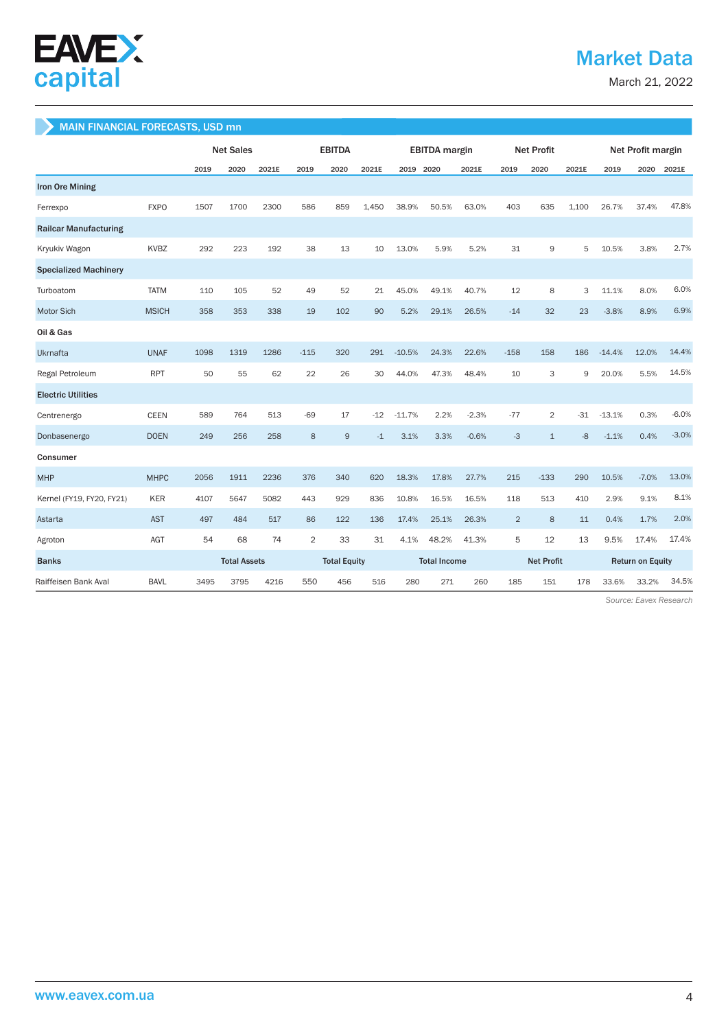## MAIN FINANCIAL FORECASTS, USD mn

| | | Net Sales | | | EBITDA | | | EBITDA margin | | | Net Profit | | | Net Profit margin | | |
|---|---|---|---|---|---|---|---|---|---|---|---|---|---|---|---|---|
| | | 2019 | 2020 | 2021E | 2019 | 2020 | 2021E | 2019 | 2020 | 2021E | 2019 | 2020 | 2021E | 2019 | 2020 | 2021E |
| **Iron Ore Mining** | | | | | | | | | | | | | | | | |
| Ferrexpo | FXPO | 1507 | 1700 | 2300 | 586 | 859 | 1,450 | 38.9% | 50.5% | 63.0% | 403 | 635 | 1,100 | 26.7% | 37.4% | 47.8% |
| **Railcar Manufacturing** | | | | | | | | | | | | | | | | |
| Kryukiv Wagon | KVBZ | 292 | 223 | 192 | 38 | 13 | 10 | 13.0% | 5.9% | 5.2% | 31 | 9 | 5 | 10.5% | 3.8% | 2.7% |
| **Specialized Machinery** | | | | | | | | | | | | | | | | |
| Turboatom | TATM | 110 | 105 | 52 | 49 | 52 | 21 | 45.0% | 49.1% | 40.7% | 12 | 8 | 3 | 11.1% | 8.0% | 6.0% |
| Motor Sich | MSICH | 358 | 353 | 338 | 19 | 102 | 90 | 5.2% | 29.1% | 26.5% | -14 | 32 | 23 | -3.8% | 8.9% | 6.9% |
| **Oil & Gas** | | | | | | | | | | | | | | | | |
| Ukrnafta | UNAF | 1098 | 1319 | 1286 | -115 | 320 | 291 | -10.5% | 24.3% | 22.6% | -158 | 158 | 186 | -14.4% | 12.0% | 14.4% |
| Regal Petroleum | RPT | 50 | 55 | 62 | 22 | 26 | 30 | 44.0% | 47.3% | 48.4% | 10 | 3 | 9 | 20.0% | 5.5% | 14.5% |
| **Electric Utilities** | | | | | | | | | | | | | | | | |
| Centrenergo | CEEN | 589 | 764 | 513 | -69 | 17 | -12 | -11.7% | 2.2% | -2.3% | -77 | 2 | -31 | -13.1% | 0.3% | -6.0% |
| Donbasenergo | DOEN | 249 | 256 | 258 | 8 | 9 | -1 | 3.1% | 3.3% | -0.6% | -3 | 1 | -8 | -1.1% | 0.4% | -3.0% |
| **Consumer** | | | | | | | | | | | | | | | | |
| MHP | MHPC | 2056 | 1911 | 2236 | 376 | 340 | 620 | 18.3% | 17.8% | 27.7% | 215 | -133 | 290 | 10.5% | -7.0% | 13.0% |
| Kernel (FY19, FY20, FY21) | KER | 4107 | 5647 | 5082 | 443 | 929 | 836 | 10.8% | 16.5% | 16.5% | 118 | 513 | 410 | 2.9% | 9.1% | 8.1% |
| Astarta | AST | 497 | 484 | 517 | 86 | 122 | 136 | 17.4% | 25.1% | 26.3% | 2 | 8 | 11 | 0.4% | 1.7% | 2.0% |
| Agroton | AGT | 54 | 68 | 74 | 2 | 33 | 31 | 4.1% | 48.2% | 41.3% | 5 | 12 | 13 | 9.5% | 17.4% | 17.4% |
| **Banks** | | **Total Assets** | | | **Total Equity** | | | **Total Income** | | | **Net Profit** | | | **Return on Equity** | | |
| Raiffeisen Bank Aval | BAVL | 3495 | 3795 | 4216 | 550 | 456 | 516 | 280 | 271 | 260 | 185 | 151 | 178 | 33.6% | 33.2% | 34.5% |

*Source: Eavex Research*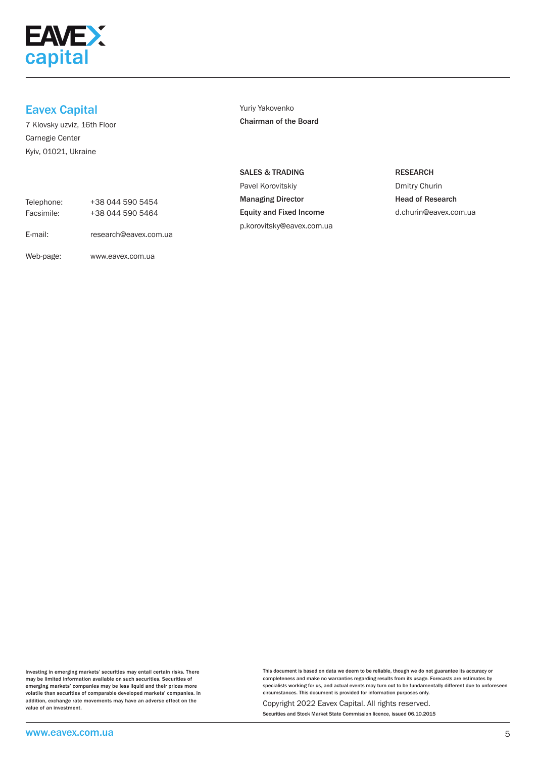# Eavex Capital

7 Klovsky uzviz, 16th Floor
Carnegie Center
Kyiv, 01021, Ukraine

| | |
|---|---|
| Telephone: | +38 044 590 5454 |
| Facsimile: | +38 044 590 5464 |
| E-mail: | research@eavex.com.ua |
| Web-page: | www.eavex.com.ua |

Yuriy Yakovenko
**Chairman of the Board**

**SALES & TRADING**

Pavel Korovitskiy
**Managing Director**
**Equity and Fixed Income**
p.korovitsky@eavex.com.ua

**RESEARCH**

Dmitry Churin
**Head of Research**
d.churin@eavex.com.ua

Investing in emerging markets' securities may entail certain risks. There may be limited information available on such securities. Securities of emerging markets' companies may be less liquid and their prices more volatile than securities of comparable developed markets' companies. In addition, exchange rate movements may have an adverse effect on the value of an investment.

This document is based on data we deem to be reliable, though we do not guarantee its accuracy or completeness and make no warranties regarding results from its usage. Forecasts are estimates by specialists working for us, and actual events may turn out to be fundamentally different due to unforeseen circumstances. This document is provided for information purposes only.

Copyright 2022 Eavex Capital. All rights reserved.

Securities and Stock Market State Commission licence, issued 06.10.2015